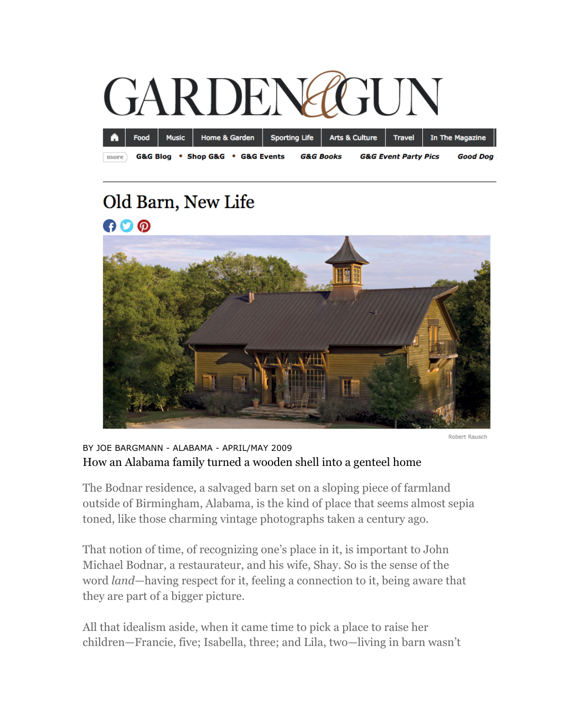# GARDEN&GUN

Food | Music | Home & Garden | Sporting Life | Arts & Culture | Travel | In The Magazine

more | G&G Blog • Shop G&G • G&G Events | *G&G Books* | *G&G Event Party Pics* | *Good Dog*

## Old Barn, New Life

Robert Rausch

BY JOE BARGMANN - ALABAMA - APRIL/MAY 2009

How an Alabama family turned a wooden shell into a genteel home

The Bodnar residence, a salvaged barn set on a sloping piece of farmland outside of Birmingham, Alabama, is the kind of place that seems almost sepia toned, like those charming vintage photographs taken a century ago.

That notion of time, of recognizing one's place in it, is important to John Michael Bodnar, a restaurateur, and his wife, Shay. So is the sense of the word *land*—having respect for it, feeling a connection to it, being aware that they are part of a bigger picture.

All that idealism aside, when it came time to pick a place to raise her children—Francie, five; Isabella, three; and Lila, two—living in barn wasn't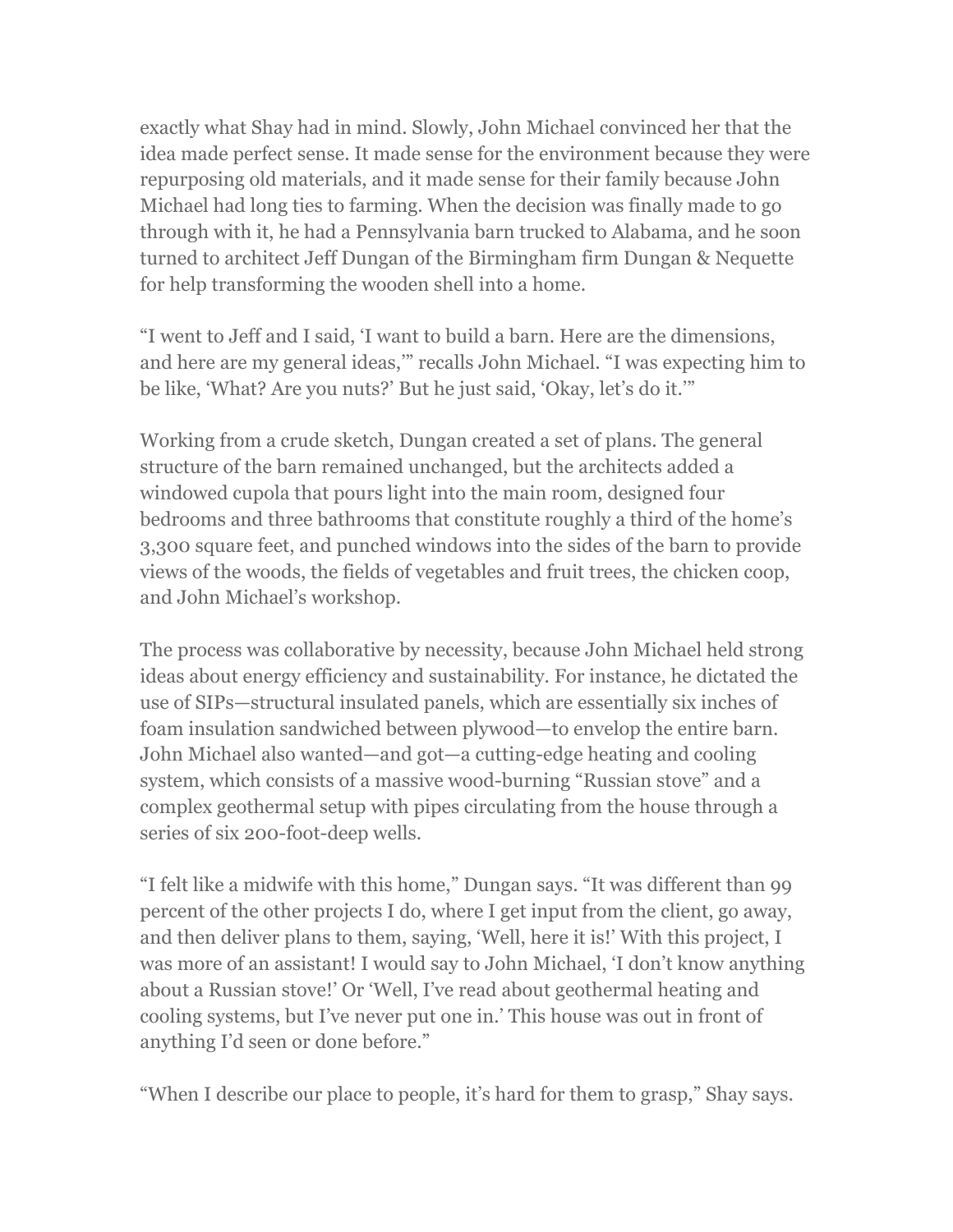exactly what Shay had in mind. Slowly, John Michael convinced her that the idea made perfect sense. It made sense for the environment because they were repurposing old materials, and it made sense for their family because John Michael had long ties to farming. When the decision was finally made to go through with it, he had a Pennsylvania barn trucked to Alabama, and he soon turned to architect Jeff Dungan of the Birmingham firm Dungan & Nequette for help transforming the wooden shell into a home.

"I went to Jeff and I said, 'I want to build a barn. Here are the dimensions, and here are my general ideas,'" recalls John Michael. "I was expecting him to be like, 'What? Are you nuts?' But he just said, 'Okay, let's do it.'"

Working from a crude sketch, Dungan created a set of plans. The general structure of the barn remained unchanged, but the architects added a windowed cupola that pours light into the main room, designed four bedrooms and three bathrooms that constitute roughly a third of the home's 3,300 square feet, and punched windows into the sides of the barn to provide views of the woods, the fields of vegetables and fruit trees, the chicken coop, and John Michael's workshop.

The process was collaborative by necessity, because John Michael held strong ideas about energy efficiency and sustainability. For instance, he dictated the use of SIPs—structural insulated panels, which are essentially six inches of foam insulation sandwiched between plywood—to envelop the entire barn. John Michael also wanted—and got—a cutting-edge heating and cooling system, which consists of a massive wood-burning "Russian stove" and a complex geothermal setup with pipes circulating from the house through a series of six 200-foot-deep wells.

"I felt like a midwife with this home," Dungan says. "It was different than 99 percent of the other projects I do, where I get input from the client, go away, and then deliver plans to them, saying, 'Well, here it is!' With this project, I was more of an assistant! I would say to John Michael, 'I don't know anything about a Russian stove!' Or 'Well, I've read about geothermal heating and cooling systems, but I've never put one in.' This house was out in front of anything I'd seen or done before."

"When I describe our place to people, it's hard for them to grasp," Shay says.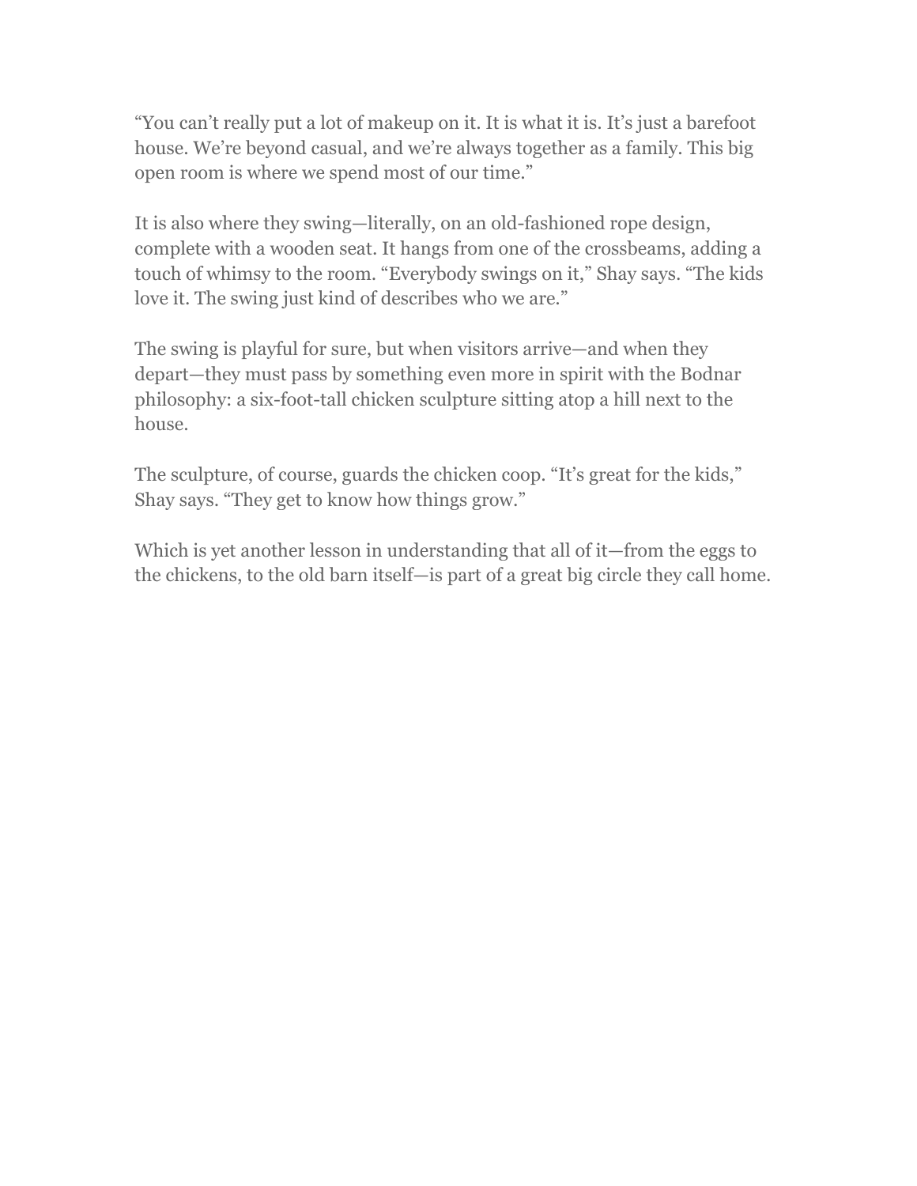"You can't really put a lot of makeup on it. It is what it is. It's just a barefoot house. We're beyond casual, and we're always together as a family. This big open room is where we spend most of our time."

It is also where they swing—literally, on an old-fashioned rope design, complete with a wooden seat. It hangs from one of the crossbeams, adding a touch of whimsy to the room. "Everybody swings on it," Shay says. "The kids love it. The swing just kind of describes who we are."

The swing is playful for sure, but when visitors arrive—and when they depart—they must pass by something even more in spirit with the Bodnar philosophy: a six-foot-tall chicken sculpture sitting atop a hill next to the house.

The sculpture, of course, guards the chicken coop. "It's great for the kids," Shay says. "They get to know how things grow."

Which is yet another lesson in understanding that all of it—from the eggs to the chickens, to the old barn itself—is part of a great big circle they call home.